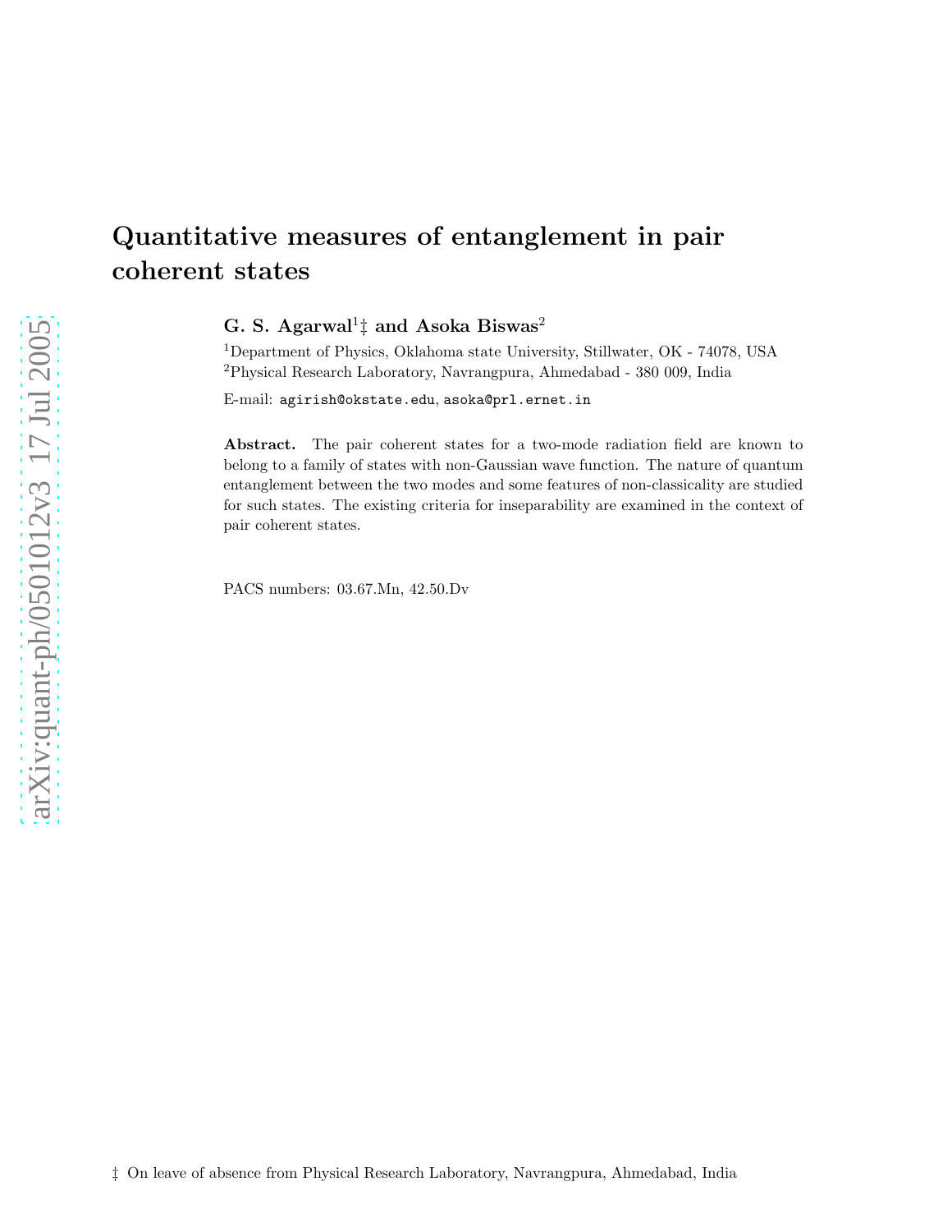# Quantitative measures of entanglement in pair coherent states

**G. S. Agarwal**[1]‡ **and Asoka Biswas**[2]

[1]Department of Physics, Oklahoma state University, Stillwater, OK - 74078, USA

[2]Physical Research Laboratory, Navrangpura, Ahmedabad - 380 009, India

E-mail: agirish@okstate.edu, asoka@prl.ernet.in

**Abstract.** The pair coherent states for a two-mode radiation field are known to belong to a family of states with non-Gaussian wave function. The nature of quantum entanglement between the two modes and some features of non-classicality are studied for such states. The existing criteria for inseparability are examined in the context of pair coherent states.

PACS numbers: 03.67.Mn, 42.50.Dv

‡ On leave of absence from Physical Research Laboratory, Navrangpura, Ahmedabad, India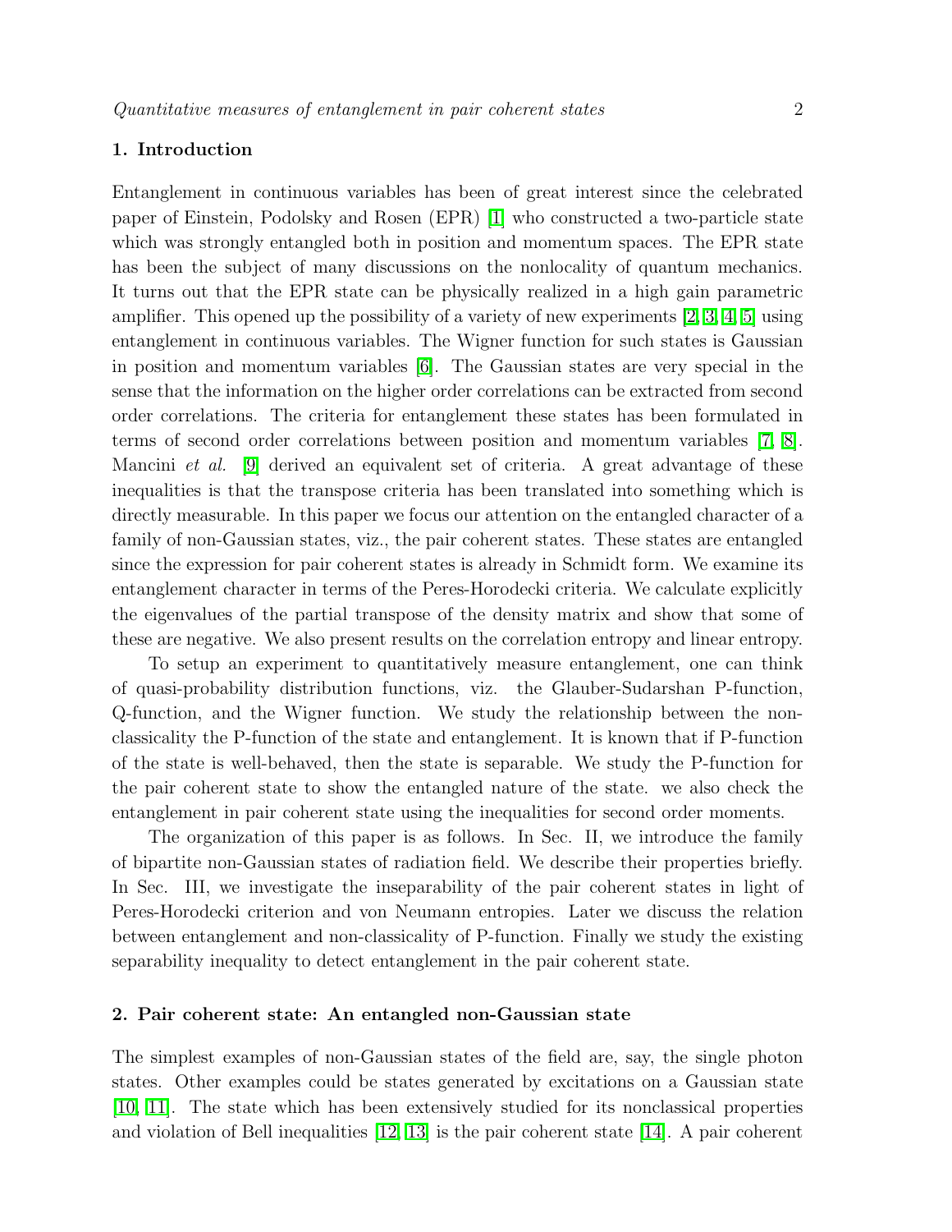## 1. Introduction

Entanglement in continuous variables has been of great interest since the celebrated paper of Einstein, Podolsky and Rosen (EPR) [1] who constructed a two-particle state which was strongly entangled both in position and momentum spaces. The EPR state has been the subject of many discussions on the nonlocality of quantum mechanics. It turns out that the EPR state can be physically realized in a high gain parametric amplifier. This opened up the possibility of a variety of new experiments [2, 3, 4, 5] using entanglement in continuous variables. The Wigner function for such states is Gaussian in position and momentum variables [6]. The Gaussian states are very special in the sense that the information on the higher order correlations can be extracted from second order correlations. The criteria for entanglement these states has been formulated in terms of second order correlations between position and momentum variables [7, 8]. Mancini *et al.* [9] derived an equivalent set of criteria. A great advantage of these inequalities is that the transpose criteria has been translated into something which is directly measurable. In this paper we focus our attention on the entangled character of a family of non-Gaussian states, viz., the pair coherent states. These states are entangled since the expression for pair coherent states is already in Schmidt form. We examine its entanglement character in terms of the Peres-Horodecki criteria. We calculate explicitly the eigenvalues of the partial transpose of the density matrix and show that some of these are negative. We also present results on the correlation entropy and linear entropy.

To setup an experiment to quantitatively measure entanglement, one can think of quasi-probability distribution functions, viz. the Glauber-Sudarshan P-function, Q-function, and the Wigner function. We study the relationship between the non-classicality the P-function of the state and entanglement. It is known that if P-function of the state is well-behaved, then the state is separable. We study the P-function for the pair coherent state to show the entangled nature of the state. we also check the entanglement in pair coherent state using the inequalities for second order moments.

The organization of this paper is as follows. In Sec. II, we introduce the family of bipartite non-Gaussian states of radiation field. We describe their properties briefly. In Sec. III, we investigate the inseparability of the pair coherent states in light of Peres-Horodecki criterion and von Neumann entropies. Later we discuss the relation between entanglement and non-classicality of P-function. Finally we study the existing separability inequality to detect entanglement in the pair coherent state.

## 2. Pair coherent state: An entangled non-Gaussian state

The simplest examples of non-Gaussian states of the field are, say, the single photon states. Other examples could be states generated by excitations on a Gaussian state [10, 11]. The state which has been extensively studied for its nonclassical properties and violation of Bell inequalities [12, 13] is the pair coherent state [14]. A pair coherent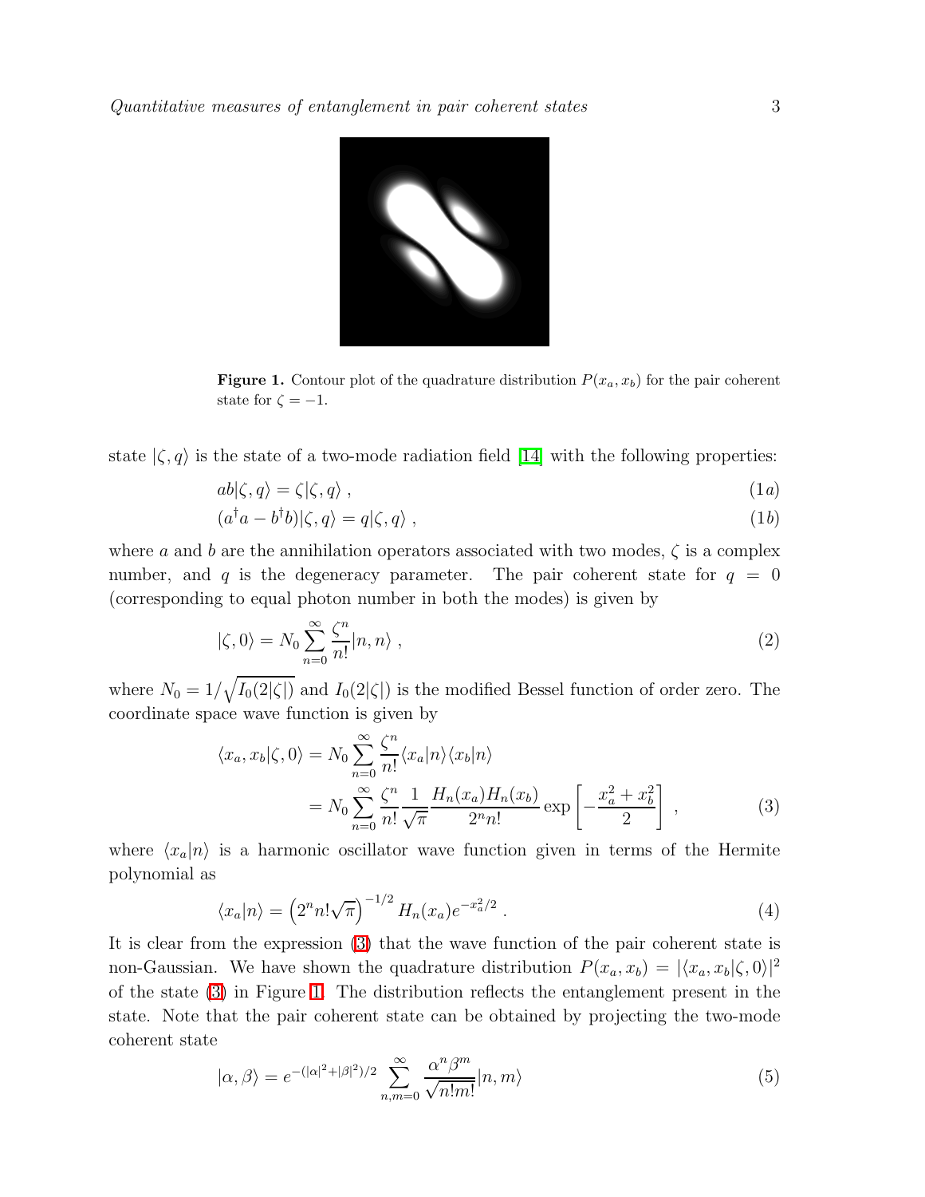**Figure 1.** Contour plot of the quadrature distribution $P(x_a, x_b)$ for the pair coherent state for $\zeta = -1$.

state $|\zeta, q\rangle$ is the state of a two-mode radiation field [14] with the following properties:

$$ab|\zeta, q\rangle = \zeta|\zeta, q\rangle \; , \tag{1a}$$

$$(a^\dagger a - b^\dagger b)|\zeta, q\rangle = q|\zeta, q\rangle \; , \tag{1b}$$

where $a$ and $b$ are the annihilation operators associated with two modes, $\zeta$ is a complex number, and $q$ is the degeneracy parameter. The pair coherent state for $q = 0$ (corresponding to equal photon number in both the modes) is given by

$$|\zeta, 0\rangle = N_0 \sum_{n=0}^{\infty} \frac{\zeta^n}{n!} |n, n\rangle \; , \tag{2}$$

where $N_0 = 1/\sqrt{I_0(2|\zeta|)}$ and $I_0(2|\zeta|)$ is the modified Bessel function of order zero. The coordinate space wave function is given by

$$\begin{aligned}
\langle x_a, x_b|\zeta, 0\rangle &= N_0 \sum_{n=0}^{\infty} \frac{\zeta^n}{n!} \langle x_a|n\rangle\langle x_b|n\rangle \\
&= N_0 \sum_{n=0}^{\infty} \frac{\zeta^n}{n!} \frac{1}{\sqrt{\pi}} \frac{H_n(x_a) H_n(x_b)}{2^n n!} \exp\left[-\frac{x_a^2 + x_b^2}{2}\right] \; ,
\end{aligned} \tag{3}$$

where $\langle x_a|n\rangle$ is a harmonic oscillator wave function given in terms of the Hermite polynomial as

$$\langle x_a|n\rangle = \left(2^n n! \sqrt{\pi}\right)^{-1/2} H_n(x_a) e^{-x_a^2/2} \; . \tag{4}$$

It is clear from the expression (3) that the wave function of the pair coherent state is non-Gaussian. We have shown the quadrature distribution $P(x_a, x_b) = |\langle x_a, x_b|\zeta, 0\rangle|^2$ of the state (3) in Figure 1. The distribution reflects the entanglement present in the state. Note that the pair coherent state can be obtained by projecting the two-mode coherent state

$$|\alpha, \beta\rangle = e^{-(|\alpha|^2 + |\beta|^2)/2} \sum_{n,m=0}^{\infty} \frac{\alpha^n \beta^m}{\sqrt{n! m!}} |n, m\rangle \tag{5}$$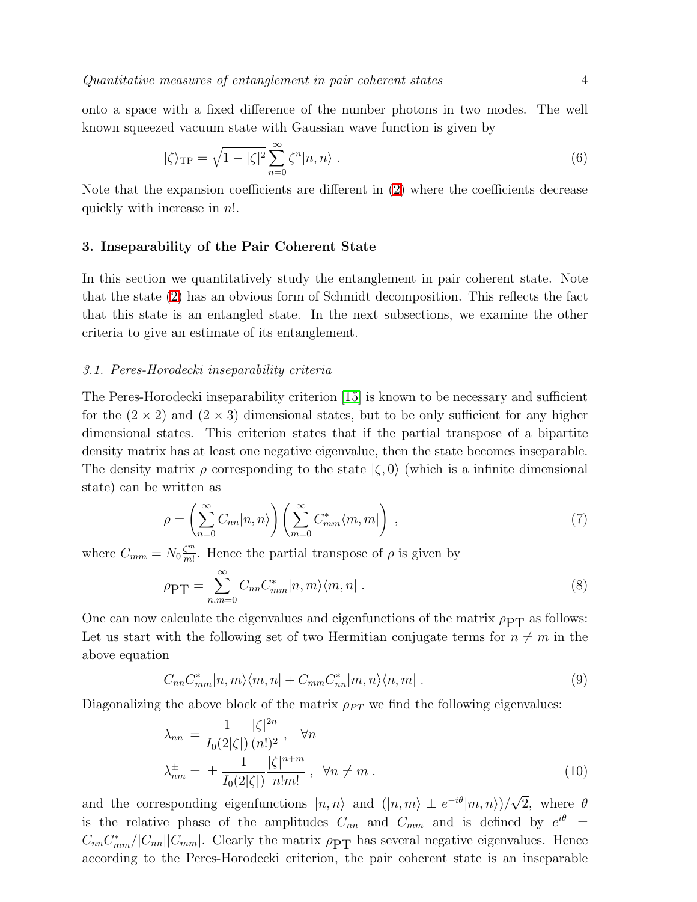onto a space with a fixed difference of the number photons in two modes. The well known squeezed vacuum state with Gaussian wave function is given by

$$|\zeta\rangle_{\rm TP} = \sqrt{1-|\zeta|^2}\sum_{n=0}^{\infty}\zeta^n|n,n\rangle \; . \tag{6}$$

Note that the expansion coefficients are different in (2) where the coefficients decrease quickly with increase in $n!$.

### 3. Inseparability of the Pair Coherent State

In this section we quantitatively study the entanglement in pair coherent state. Note that the state (2) has an obvious form of Schmidt decomposition. This reflects the fact that this state is an entangled state. In the next subsections, we examine the other criteria to give an estimate of its entanglement.

#### *3.1. Peres-Horodecki inseparability criteria*

The Peres-Horodecki inseparability criterion [15] is known to be necessary and sufficient for the $(2\times 2)$ and $(2\times 3)$ dimensional states, but to be only sufficient for any higher dimensional states. This criterion states that if the partial transpose of a bipartite density matrix has at least one negative eigenvalue, then the state becomes inseparable. The density matrix $\rho$ corresponding to the state $|\zeta,0\rangle$ (which is a infinite dimensional state) can be written as

$$\rho = \left(\sum_{n=0}^{\infty} C_{nn}|n,n\rangle\right)\left(\sum_{m=0}^{\infty} C_{mm}^{*}\langle m,m|\right) \; , \tag{7}$$

where $C_{mm} = N_0\frac{\zeta^m}{m!}$. Hence the partial transpose of $\rho$ is given by

$$\rho_{\rm PT} = \sum_{n,m=0}^{\infty} C_{nn}C_{mm}^{*}|n,m\rangle\langle m,n| \; . \tag{8}$$

One can now calculate the eigenvalues and eigenfunctions of the matrix $\rho_{\rm PT}$ as follows: Let us start with the following set of two Hermitian conjugate terms for $n\neq m$ in the above equation

$$C_{nn}C_{mm}^{*}|n,m\rangle\langle m,n| + C_{mm}C_{nn}^{*}|m,n\rangle\langle n,m| \; . \tag{9}$$

Diagonalizing the above block of the matrix $\rho_{PT}$ we find the following eigenvalues:

$$\begin{aligned}
\lambda_{nn} &= \frac{1}{I_0(2|\zeta|)}\frac{|\zeta|^{2n}}{(n!)^2} \; , \quad \forall n \\
\lambda_{nm}^{\pm} &= \pm\frac{1}{I_0(2|\zeta|)}\frac{|\zeta|^{n+m}}{n!m!} \; , \;\; \forall n\neq m \; .
\end{aligned} \tag{10}$$

and the corresponding eigenfunctions $|n,n\rangle$ and $(|n,m\rangle \pm e^{-i\theta}|m,n\rangle)/\sqrt{2}$, where $\theta$ is the relative phase of the amplitudes $C_{nn}$ and $C_{mm}$ and is defined by $e^{i\theta} = C_{nn}C_{mm}^{*}/|C_{nn}||C_{mm}|$. Clearly the matrix $\rho_{\rm PT}$ has several negative eigenvalues. Hence according to the Peres-Horodecki criterion, the pair coherent state is an inseparable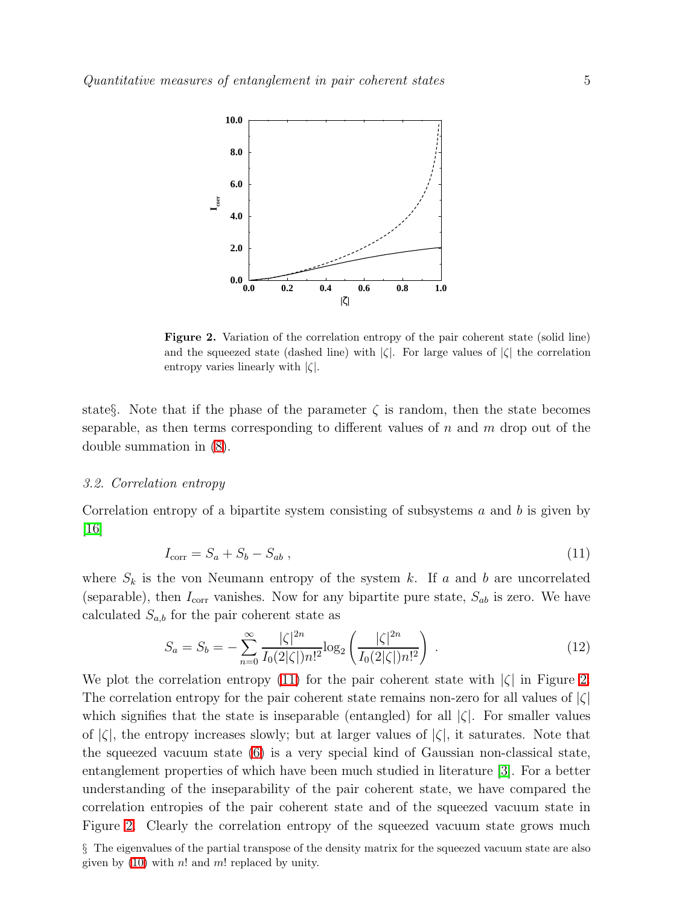10.0
8.0
6.0
4.0
2.0
0.0
0.0 0.2 0.4 0.6 0.8 1.0
$I_{corr}$
$|\zeta|$

**Figure 2.** Variation of the correlation entropy of the pair coherent state (solid line) and the squeezed state (dashed line) with $|\zeta|$. For large values of $|\zeta|$ the correlation entropy varies linearly with $|\zeta|$.

state§. Note that if the phase of the parameter $\zeta$ is random, then the state becomes separable, as then terms corresponding to different values of $n$ and $m$ drop out of the double summation in (8).

### 3.2. Correlation entropy

Correlation entropy of a bipartite system consisting of subsystems $a$ and $b$ is given by [16]

$$I_{\rm corr} = S_a + S_b - S_{ab} \; , \tag{11}$$

where $S_k$ is the von Neumann entropy of the system $k$. If $a$ and $b$ are uncorrelated (separable), then $I_{\rm corr}$ vanishes. Now for any bipartite pure state, $S_{ab}$ is zero. We have calculated $S_{a,b}$ for the pair coherent state as

$$S_a = S_b = -\sum_{n=0}^{\infty} \frac{|\zeta|^{2n}}{I_0(2|\zeta|)n!^2} \log_2 \left( \frac{|\zeta|^{2n}}{I_0(2|\zeta|)n!^2} \right) \; . \tag{12}$$

We plot the correlation entropy (11) for the pair coherent state with $|\zeta|$ in Figure 2. The correlation entropy for the pair coherent state remains non-zero for all values of $|\zeta|$ which signifies that the state is inseparable (entangled) for all $|\zeta|$. For smaller values of $|\zeta|$, the entropy increases slowly; but at larger values of $|\zeta|$, it saturates. Note that the squeezed vacuum state (6) is a very special kind of Gaussian non-classical state, entanglement properties of which have been much studied in literature [3]. For a better understanding of the inseparability of the pair coherent state, we have compared the correlation entropies of the pair coherent state and of the squeezed vacuum state in Figure 2. Clearly the correlation entropy of the squeezed vacuum state grows much

§ The eigenvalues of the partial transpose of the density matrix for the squeezed vacuum state are also given by (10) with $n!$ and $m!$ replaced by unity.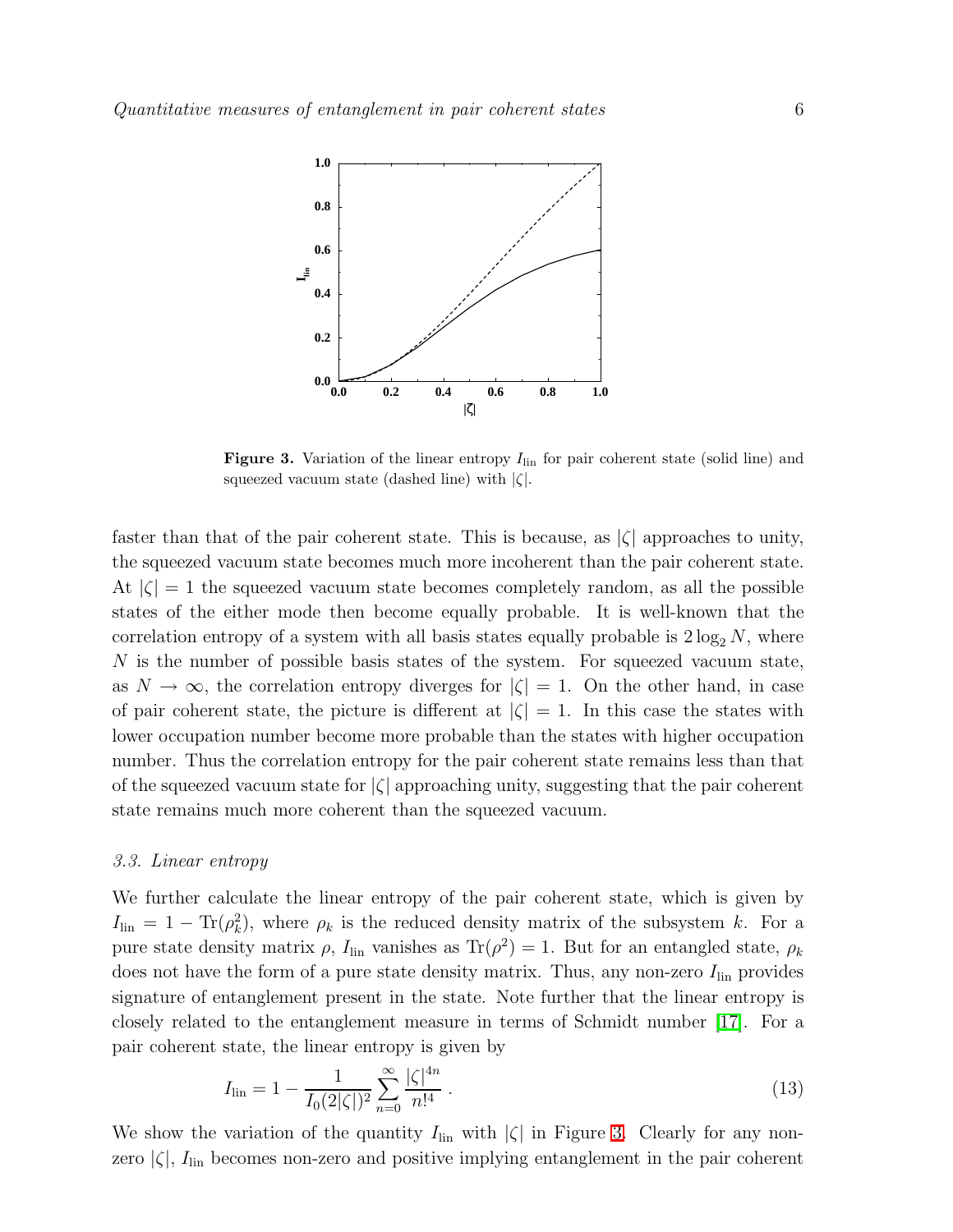**Figure 3.** Variation of the linear entropy $I_{\rm lin}$ for pair coherent state (solid line) and squeezed vacuum state (dashed line) with $|\zeta|$.

faster than that of the pair coherent state. This is because, as $|\zeta|$ approaches to unity, the squeezed vacuum state becomes much more incoherent than the pair coherent state. At $|\zeta| = 1$ the squeezed vacuum state becomes completely random, as all the possible states of the either mode then become equally probable. It is well-known that the correlation entropy of a system with all basis states equally probable is $2\log_2 N$, where $N$ is the number of possible basis states of the system. For squeezed vacuum state, as $N \to \infty$, the correlation entropy diverges for $|\zeta| = 1$. On the other hand, in case of pair coherent state, the picture is different at $|\zeta| = 1$. In this case the states with lower occupation number become more probable than the states with higher occupation number. Thus the correlation entropy for the pair coherent state remains less than that of the squeezed vacuum state for $|\zeta|$ approaching unity, suggesting that the pair coherent state remains much more coherent than the squeezed vacuum.

### *3.3. Linear entropy*

We further calculate the linear entropy of the pair coherent state, which is given by $I_{\rm lin} = 1 - {\rm Tr}(\rho_k^2)$, where $\rho_k$ is the reduced density matrix of the subsystem $k$. For a pure state density matrix $\rho$, $I_{\rm lin}$ vanishes as ${\rm Tr}(\rho^2) = 1$. But for an entangled state, $\rho_k$ does not have the form of a pure state density matrix. Thus, any non-zero $I_{\rm lin}$ provides signature of entanglement present in the state. Note further that the linear entropy is closely related to the entanglement measure in terms of Schmidt number [17]. For a pair coherent state, the linear entropy is given by

$$I_{\rm lin} = 1 - \frac{1}{I_0(2|\zeta|)^2} \sum_{n=0}^{\infty} \frac{|\zeta|^{4n}}{n!^4} \; . \tag{13}$$

We show the variation of the quantity $I_{\rm lin}$ with $|\zeta|$ in Figure 3. Clearly for any non-zero $|\zeta|$, $I_{\rm lin}$ becomes non-zero and positive implying entanglement in the pair coherent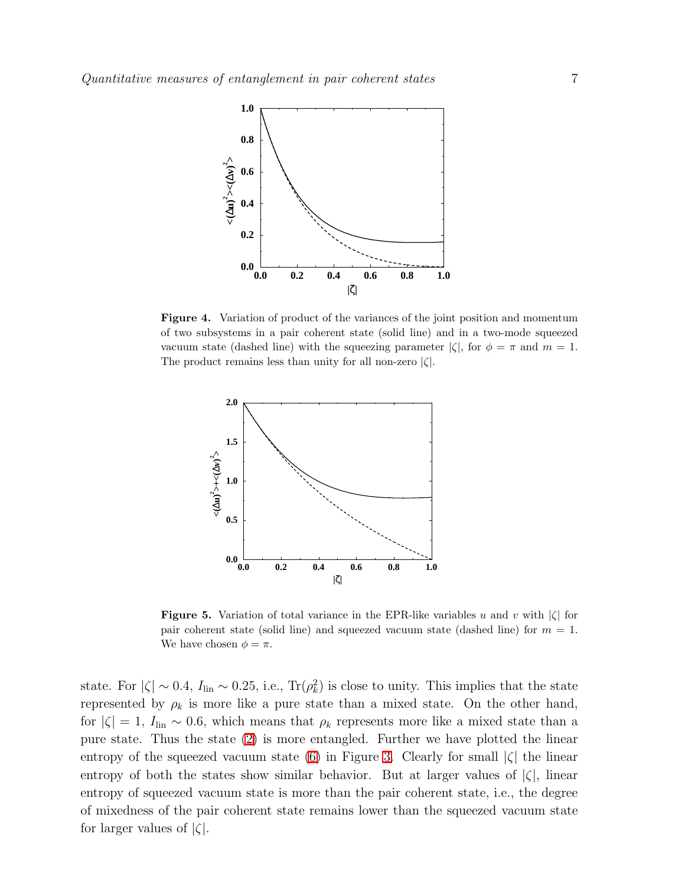1.0
0.8
0.6
0.4
0.2
0.0
$<(\Delta u)^2><(\Delta v)^2>$
0.0 0.2 0.4 0.6 0.8 1.0
$|\zeta|$

**Figure 4.** Variation of product of the variances of the joint position and momentum of two subsystems in a pair coherent state (solid line) and in a two-mode squeezed vacuum state (dashed line) with the squeezing parameter $|\zeta|$, for $\phi = \pi$ and $m = 1$. The product remains less than unity for all non-zero $|\zeta|$.

2.0
1.5
1.0
0.5
0.0
$<(\Delta u)^2>+<(\Delta v)^2>$
0.0 0.2 0.4 0.6 0.8 1.0
$|\zeta|$

**Figure 5.** Variation of total variance in the EPR-like variables $u$ and $v$ with $|\zeta|$ for pair coherent state (solid line) and squeezed vacuum state (dashed line) for $m = 1$. We have chosen $\phi = \pi$.

state. For $|\zeta| \sim 0.4$, $I_{\rm lin} \sim 0.25$, i.e., $\mathrm{Tr}(\rho_k^2)$ is close to unity. This implies that the state represented by $\rho_k$ is more like a pure state than a mixed state. On the other hand, for $|\zeta| = 1$, $I_{\rm lin} \sim 0.6$, which means that $\rho_k$ represents more like a mixed state than a pure state. Thus the state (2) is more entangled. Further we have plotted the linear entropy of the squeezed vacuum state (6) in Figure 3. Clearly for small $|\zeta|$ the linear entropy of both the states show similar behavior. But at larger values of $|\zeta|$, linear entropy of squeezed vacuum state is more than the pair coherent state, i.e., the degree of mixedness of the pair coherent state remains lower than the squeezed vacuum state for larger values of $|\zeta|$.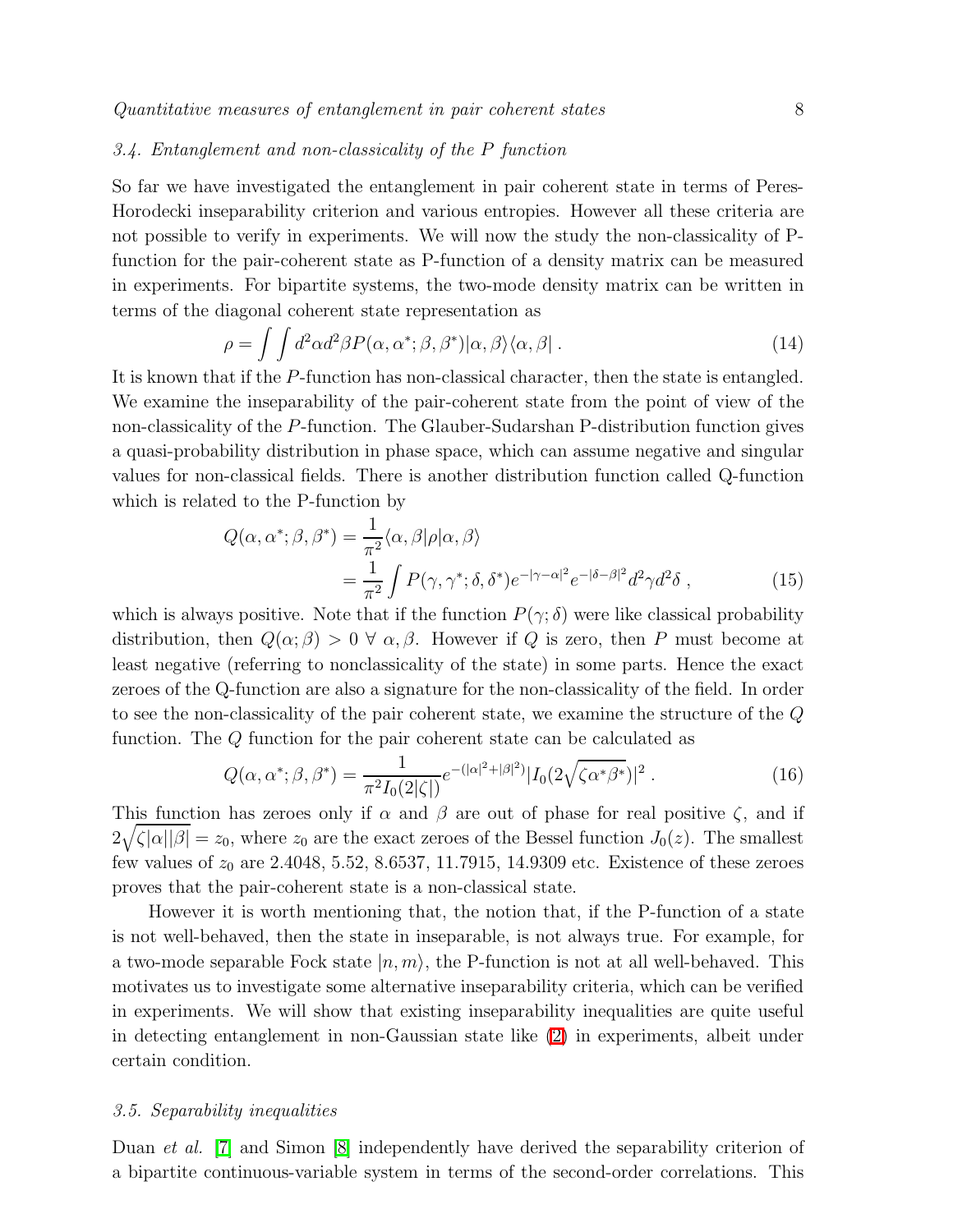### 3.4. Entanglement and non-classicality of the P function

So far we have investigated the entanglement in pair coherent state in terms of Peres-Horodecki inseparability criterion and various entropies. However all these criteria are not possible to verify in experiments. We will now the study the non-classicality of P-function for the pair-coherent state as P-function of a density matrix can be measured in experiments. For bipartite systems, the two-mode density matrix can be written in terms of the diagonal coherent state representation as

$$\rho = \int\int d^2\alpha d^2\beta P(\alpha,\alpha^*;\beta,\beta^*)|\alpha,\beta\rangle\langle\alpha,\beta|\ . \tag{14}$$

It is known that if the $P$-function has non-classical character, then the state is entangled. We examine the inseparability of the pair-coherent state from the point of view of the non-classicality of the $P$-function. The Glauber-Sudarshan P-distribution function gives a quasi-probability distribution in phase space, which can assume negative and singular values for non-classical fields. There is another distribution function called Q-function which is related to the P-function by

$$\begin{aligned} Q(\alpha,\alpha^*;\beta,\beta^*) &= \frac{1}{\pi^2}\langle\alpha,\beta|\rho|\alpha,\beta\rangle \\ &= \frac{1}{\pi^2}\int P(\gamma,\gamma^*;\delta,\delta^*)e^{-|\gamma-\alpha|^2}e^{-|\delta-\beta|^2}d^2\gamma d^2\delta\ , \end{aligned} \tag{15}$$

which is always positive. Note that if the function $P(\gamma;\delta)$ were like classical probability distribution, then $Q(\alpha;\beta) > 0\ \forall\ \alpha,\beta$. However if $Q$ is zero, then $P$ must become at least negative (referring to nonclassicality of the state) in some parts. Hence the exact zeroes of the Q-function are also a signature for the non-classicality of the field. In order to see the non-classicality of the pair coherent state, we examine the structure of the $Q$ function. The $Q$ function for the pair coherent state can be calculated as

$$Q(\alpha,\alpha^*;\beta,\beta^*) = \frac{1}{\pi^2 I_0(2|\zeta|)}e^{-(|\alpha|^2+|\beta|^2)}|I_0(2\sqrt{\zeta\alpha^*\beta^*})|^2\ . \tag{16}$$

This function has zeroes only if $\alpha$ and $\beta$ are out of phase for real positive $\zeta$, and if $2\sqrt{\zeta|\alpha||\beta|} = z_0$, where $z_0$ are the exact zeroes of the Bessel function $J_0(z)$. The smallest few values of $z_0$ are 2.4048, 5.52, 8.6537, 11.7915, 14.9309 etc. Existence of these zeroes proves that the pair-coherent state is a non-classical state.

However it is worth mentioning that, the notion that, if the P-function of a state is not well-behaved, then the state in inseparable, is not always true. For example, for a two-mode separable Fock state $|n,m\rangle$, the P-function is not at all well-behaved. This motivates us to investigate some alternative inseparability criteria, which can be verified in experiments. We will show that existing inseparability inequalities are quite useful in detecting entanglement in non-Gaussian state like (2) in experiments, albeit under certain condition.

### 3.5. Separability inequalities

Duan *et al.* [7] and Simon [8] independently have derived the separability criterion of a bipartite continuous-variable system in terms of the second-order correlations. This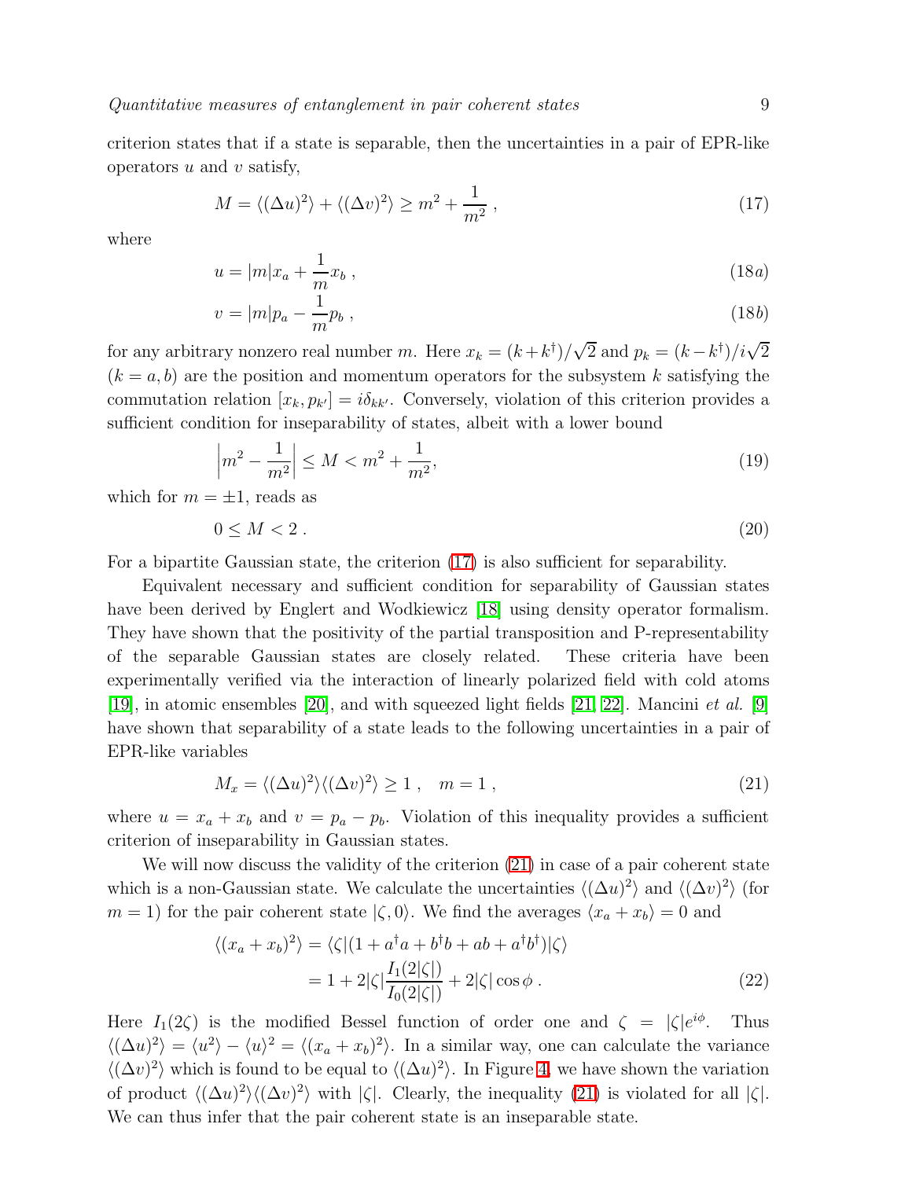criterion states that if a state is separable, then the uncertainties in a pair of EPR-like operators $u$ and $v$ satisfy,

$$M = \langle(\Delta u)^2\rangle + \langle(\Delta v)^2\rangle \geq m^2 + \frac{1}{m^2}\ , \tag{17}$$

where

$$u = |m|x_a + \frac{1}{m}x_b\ , \tag{18a}$$

$$v = |m|p_a - \frac{1}{m}p_b\ , \tag{18b}$$

for any arbitrary nonzero real number $m$. Here $x_k = (k+k^\dagger)/\sqrt{2}$ and $p_k = (k-k^\dagger)/i\sqrt{2}$ $(k = a, b)$ are the position and momentum operators for the subsystem $k$ satisfying the commutation relation $[x_k, p_{k'}] = i\delta_{kk'}$. Conversely, violation of this criterion provides a sufficient condition for inseparability of states, albeit with a lower bound

$$\left|m^2 - \frac{1}{m^2}\right| \leq M < m^2 + \frac{1}{m^2}, \tag{19}$$

which for $m = \pm 1$, reads as

$$0 \leq M < 2\ . \tag{20}$$

For a bipartite Gaussian state, the criterion (17) is also sufficient for separability.

Equivalent necessary and sufficient condition for separability of Gaussian states have been derived by Englert and Wodkiewicz [18] using density operator formalism. They have shown that the positivity of the partial transposition and P-representability of the separable Gaussian states are closely related. These criteria have been experimentally verified via the interaction of linearly polarized field with cold atoms [19], in atomic ensembles [20], and with squeezed light fields [21, 22]. Mancini *et al.* [9] have shown that separability of a state leads to the following uncertainties in a pair of EPR-like variables

$$M_x = \langle(\Delta u)^2\rangle\langle(\Delta v)^2\rangle \geq 1\ , \quad m = 1\ , \tag{21}$$

where $u = x_a + x_b$ and $v = p_a - p_b$. Violation of this inequality provides a sufficient criterion of inseparability in Gaussian states.

We will now discuss the validity of the criterion (21) in case of a pair coherent state which is a non-Gaussian state. We calculate the uncertainties $\langle(\Delta u)^2\rangle$ and $\langle(\Delta v)^2\rangle$ (for $m = 1$) for the pair coherent state $|\zeta, 0\rangle$. We find the averages $\langle x_a + x_b\rangle = 0$ and

$$\begin{aligned}\langle(x_a + x_b)^2\rangle &= \langle\zeta|(1 + a^\dagger a + b^\dagger b + ab + a^\dagger b^\dagger)|\zeta\rangle \\ &= 1 + 2|\zeta|\frac{I_1(2|\zeta|)}{I_0(2|\zeta|)} + 2|\zeta|\cos\phi\ .\end{aligned} \tag{22}$$

Here $I_1(2\zeta)$ is the modified Bessel function of order one and $\zeta = |\zeta|e^{i\phi}$. Thus $\langle(\Delta u)^2\rangle = \langle u^2\rangle - \langle u\rangle^2 = \langle(x_a + x_b)^2\rangle$. In a similar way, one can calculate the variance $\langle(\Delta v)^2\rangle$ which is found to be equal to $\langle(\Delta u)^2\rangle$. In Figure 4, we have shown the variation of product $\langle(\Delta u)^2\rangle\langle(\Delta v)^2\rangle$ with $|\zeta|$. Clearly, the inequality (21) is violated for all $|\zeta|$. We can thus infer that the pair coherent state is an inseparable state.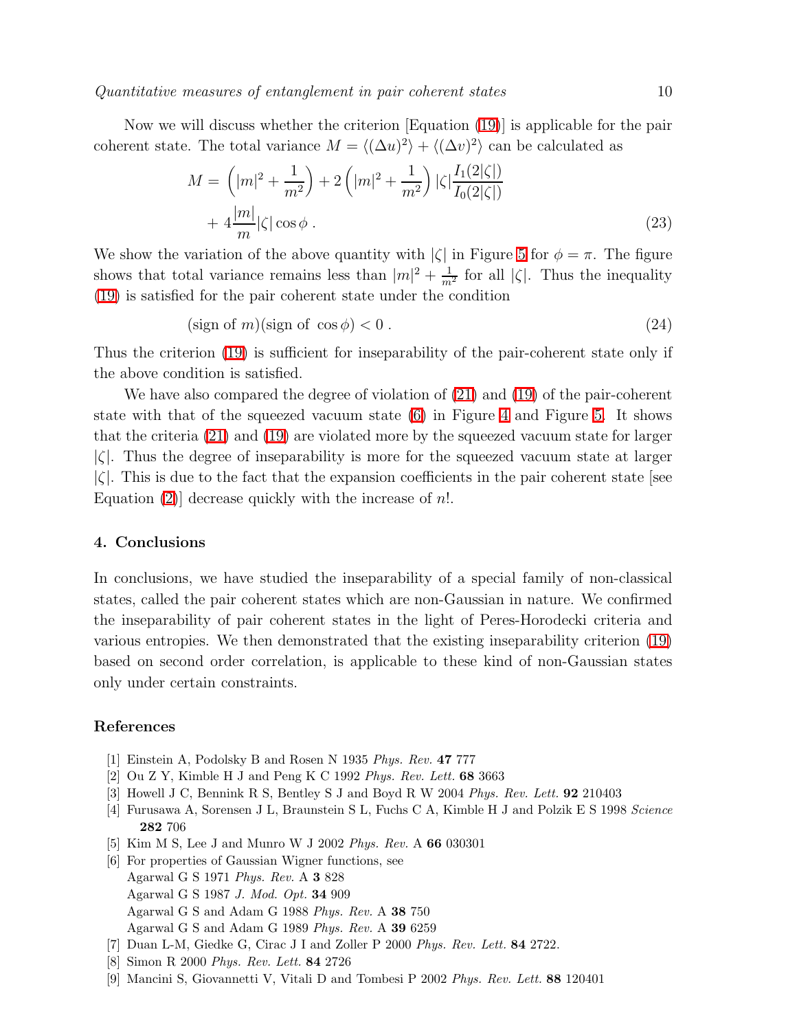Now we will discuss whether the criterion [Equation (19)] is applicable for the pair coherent state. The total variance $M = \langle(\Delta u)^2\rangle + \langle(\Delta v)^2\rangle$ can be calculated as

$$
\begin{aligned}
M = & \left(|m|^2 + \frac{1}{m^2}\right) + 2\left(|m|^2 + \frac{1}{m^2}\right)|\zeta|\frac{I_1(2|\zeta|)}{I_0(2|\zeta|)} \\
& + 4\frac{|m|}{m}|\zeta|\cos\phi \; .
\end{aligned}
\tag{23}
$$

We show the variation of the above quantity with $|\zeta|$ in Figure 5 for $\phi = \pi$. The figure shows that total variance remains less than $|m|^2 + \frac{1}{m^2}$ for all $|\zeta|$. Thus the inequality (19) is satisfied for the pair coherent state under the condition

$$
(\text{sign of } m)(\text{sign of } \cos\phi) < 0 \; . \tag{24}
$$

Thus the criterion (19) is sufficient for inseparability of the pair-coherent state only if the above condition is satisfied.

We have also compared the degree of violation of (21) and (19) of the pair-coherent state with that of the squeezed vacuum state (6) in Figure 4 and Figure 5. It shows that the criteria (21) and (19) are violated more by the squeezed vacuum state for larger $|\zeta|$. Thus the degree of inseparability is more for the squeezed vacuum state at larger $|\zeta|$. This is due to the fact that the expansion coefficients in the pair coherent state [see Equation (2)] decrease quickly with the increase of $n!$.

## 4. Conclusions

In conclusions, we have studied the inseparability of a special family of non-classical states, called the pair coherent states which are non-Gaussian in nature. We confirmed the inseparability of pair coherent states in the light of Peres-Horodecki criteria and various entropies. We then demonstrated that the existing inseparability criterion (19) based on second order correlation, is applicable to these kind of non-Gaussian states only under certain constraints.

## References

[1] Einstein A, Podolsky B and Rosen N 1935 *Phys. Rev.* **47** 777

[2] Ou Z Y, Kimble H J and Peng K C 1992 *Phys. Rev. Lett.* **68** 3663

[3] Howell J C, Bennink R S, Bentley S J and Boyd R W 2004 *Phys. Rev. Lett.* **92** 210403

[4] Furusawa A, Sorensen J L, Braunstein S L, Fuchs C A, Kimble H J and Polzik E S 1998 *Science* **282** 706

[5] Kim M S, Lee J and Munro W J 2002 *Phys. Rev.* A **66** 030301

[6] For properties of Gaussian Wigner functions, see
Agarwal G S 1971 *Phys. Rev.* A **3** 828
Agarwal G S 1987 *J. Mod. Opt.* **34** 909
Agarwal G S and Adam G 1988 *Phys. Rev.* A **38** 750
Agarwal G S and Adam G 1989 *Phys. Rev.* A **39** 6259

[7] Duan L-M, Giedke G, Cirac J I and Zoller P 2000 *Phys. Rev. Lett.* **84** 2722.

[8] Simon R 2000 *Phys. Rev. Lett.* **84** 2726

[9] Mancini S, Giovannetti V, Vitali D and Tombesi P 2002 *Phys. Rev. Lett.* **88** 120401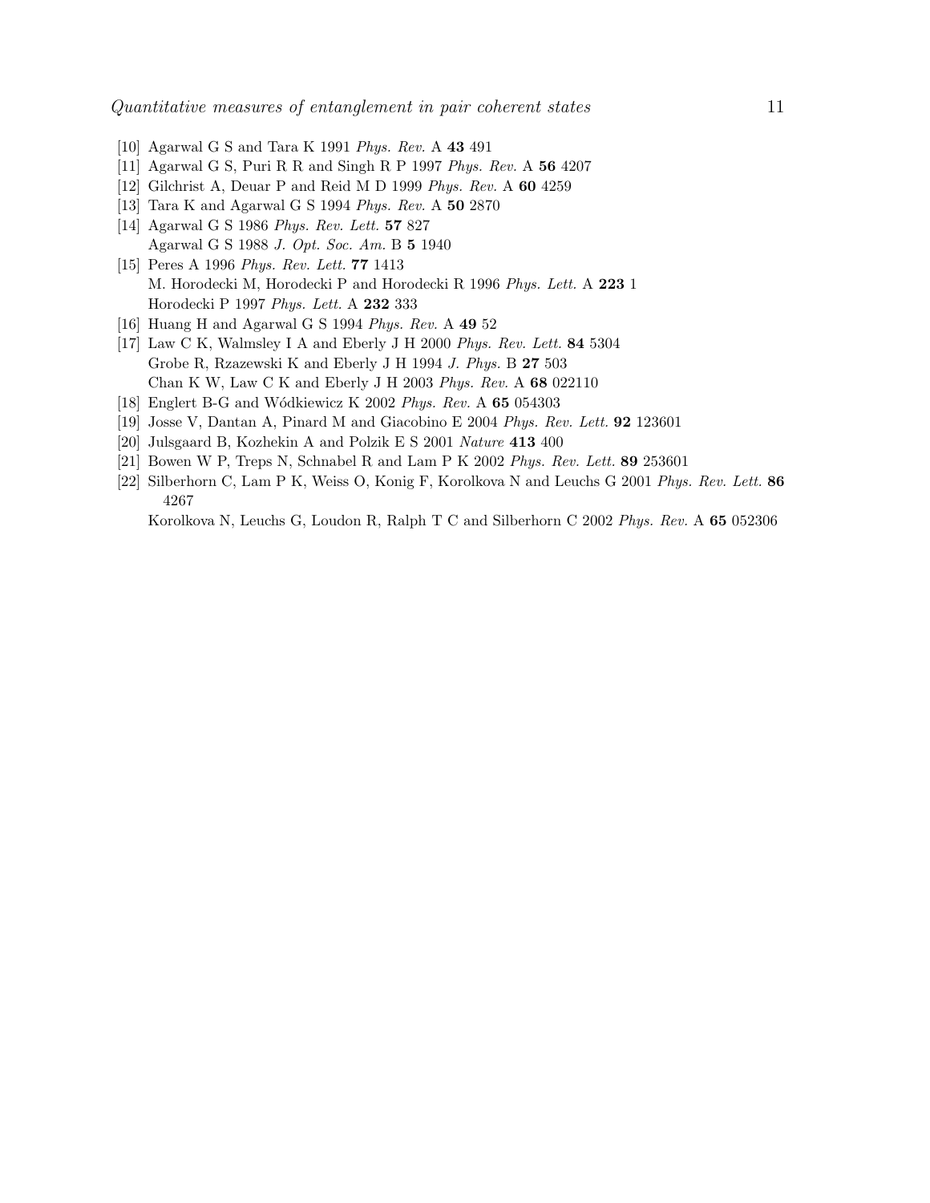[10] Agarwal G S and Tara K 1991 *Phys. Rev.* A **43** 491

[11] Agarwal G S, Puri R R and Singh R P 1997 *Phys. Rev.* A **56** 4207

[12] Gilchrist A, Deuar P and Reid M D 1999 *Phys. Rev.* A **60** 4259

[13] Tara K and Agarwal G S 1994 *Phys. Rev.* A **50** 2870

[14] Agarwal G S 1986 *Phys. Rev. Lett.* **57** 827
Agarwal G S 1988 *J. Opt. Soc. Am.* B **5** 1940

[15] Peres A 1996 *Phys. Rev. Lett.* **77** 1413
M. Horodecki M, Horodecki P and Horodecki R 1996 *Phys. Lett.* A **223** 1
Horodecki P 1997 *Phys. Lett.* A **232** 333

[16] Huang H and Agarwal G S 1994 *Phys. Rev.* A **49** 52

[17] Law C K, Walmsley I A and Eberly J H 2000 *Phys. Rev. Lett.* **84** 5304
Grobe R, Rzazewski K and Eberly J H 1994 *J. Phys.* B **27** 503
Chan K W, Law C K and Eberly J H 2003 *Phys. Rev.* A **68** 022110

[18] Englert B-G and Wódkiewicz K 2002 *Phys. Rev.* A **65** 054303

[19] Josse V, Dantan A, Pinard M and Giacobino E 2004 *Phys. Rev. Lett.* **92** 123601

[20] Julsgaard B, Kozhekin A and Polzik E S 2001 *Nature* **413** 400

[21] Bowen W P, Treps N, Schnabel R and Lam P K 2002 *Phys. Rev. Lett.* **89** 253601

[22] Silberhorn C, Lam P K, Weiss O, Konig F, Korolkova N and Leuchs G 2001 *Phys. Rev. Lett.* **86** 4267
Korolkova N, Leuchs G, Loudon R, Ralph T C and Silberhorn C 2002 *Phys. Rev.* A **65** 052306